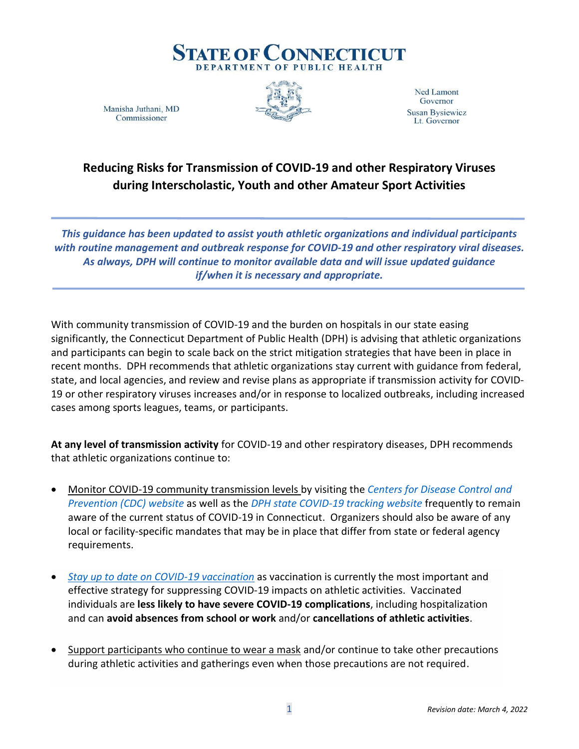# STATE OF CONNECTICUT
DEPARTMENT OF PUBLIC HEALTH

Manisha Juthani, MD
Commissioner

Ned Lamont
Governor
Susan Bysiewicz
Lt. Governor

## Reducing Risks for Transmission of COVID-19 and other Respiratory Viruses during Interscholastic, Youth and other Amateur Sport Activities

***This guidance has been updated to assist youth athletic organizations and individual participants with routine management and outbreak response for COVID-19 and other respiratory viral diseases. As always, DPH will continue to monitor available data and will issue updated guidance if/when it is necessary and appropriate.***

With community transmission of COVID-19 and the burden on hospitals in our state easing significantly, the Connecticut Department of Public Health (DPH) is advising that athletic organizations and participants can begin to scale back on the strict mitigation strategies that have been in place in recent months. DPH recommends that athletic organizations stay current with guidance from federal, state, and local agencies, and review and revise plans as appropriate if transmission activity for COVID-19 or other respiratory viruses increases and/or in response to localized outbreaks, including increased cases among sports leagues, teams, or participants.

**At any level of transmission activity** for COVID-19 and other respiratory diseases, DPH recommends that athletic organizations continue to:

- Monitor COVID-19 community transmission levels by visiting the *Centers for Disease Control and Prevention (CDC) website* as well as the *DPH state COVID-19 tracking website* frequently to remain aware of the current status of COVID-19 in Connecticut. Organizers should also be aware of any local or facility-specific mandates that may be in place that differ from state or federal agency requirements.

- *Stay up to date on COVID-19 vaccination* as vaccination is currently the most important and effective strategy for suppressing COVID-19 impacts on athletic activities. Vaccinated individuals are **less likely to have severe COVID-19 complications**, including hospitalization and can **avoid absences from school or work** and/or **cancellations of athletic activities**.

- Support participants who continue to wear a mask and/or continue to take other precautions during athletic activities and gatherings even when those precautions are not required.

*Revision date: March 4, 2022*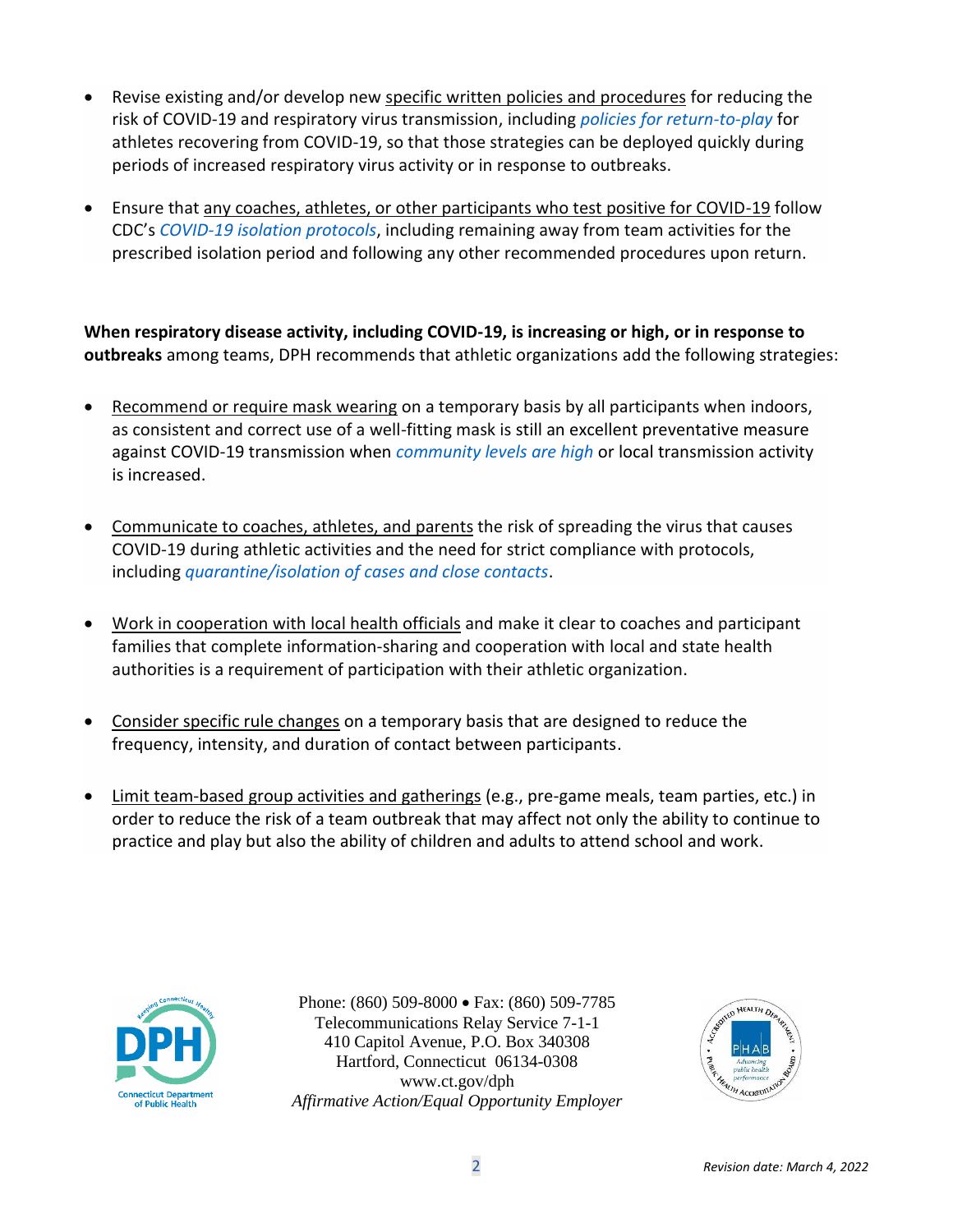- Revise existing and/or develop new specific written policies and procedures for reducing the risk of COVID-19 and respiratory virus transmission, including *policies for return-to-play* for athletes recovering from COVID-19, so that those strategies can be deployed quickly during periods of increased respiratory virus activity or in response to outbreaks.

- Ensure that any coaches, athletes, or other participants who test positive for COVID-19 follow CDC's *COVID-19 isolation protocols*, including remaining away from team activities for the prescribed isolation period and following any other recommended procedures upon return.

**When respiratory disease activity, including COVID-19, is increasing or high, or in response to outbreaks** among teams, DPH recommends that athletic organizations add the following strategies:

- Recommend or require mask wearing on a temporary basis by all participants when indoors, as consistent and correct use of a well-fitting mask is still an excellent preventative measure against COVID-19 transmission when *community levels are high* or local transmission activity is increased.

- Communicate to coaches, athletes, and parents the risk of spreading the virus that causes COVID-19 during athletic activities and the need for strict compliance with protocols, including *quarantine/isolation of cases and close contacts*.

- Work in cooperation with local health officials and make it clear to coaches and participant families that complete information-sharing and cooperation with local and state health authorities is a requirement of participation with their athletic organization.

- Consider specific rule changes on a temporary basis that are designed to reduce the frequency, intensity, and duration of contact between participants.

- Limit team-based group activities and gatherings (e.g., pre-game meals, team parties, etc.) in order to reduce the risk of a team outbreak that may affect not only the ability to continue to practice and play but also the ability of children and adults to attend school and work.

Phone: (860) 509-8000 • Fax: (860) 509-7785
Telecommunications Relay Service 7-1-1
410 Capitol Avenue, P.O. Box 340308
Hartford, Connecticut 06134-0308
www.ct.gov/dph
*Affirmative Action/Equal Opportunity Employer*

*Revision date: March 4, 2022*